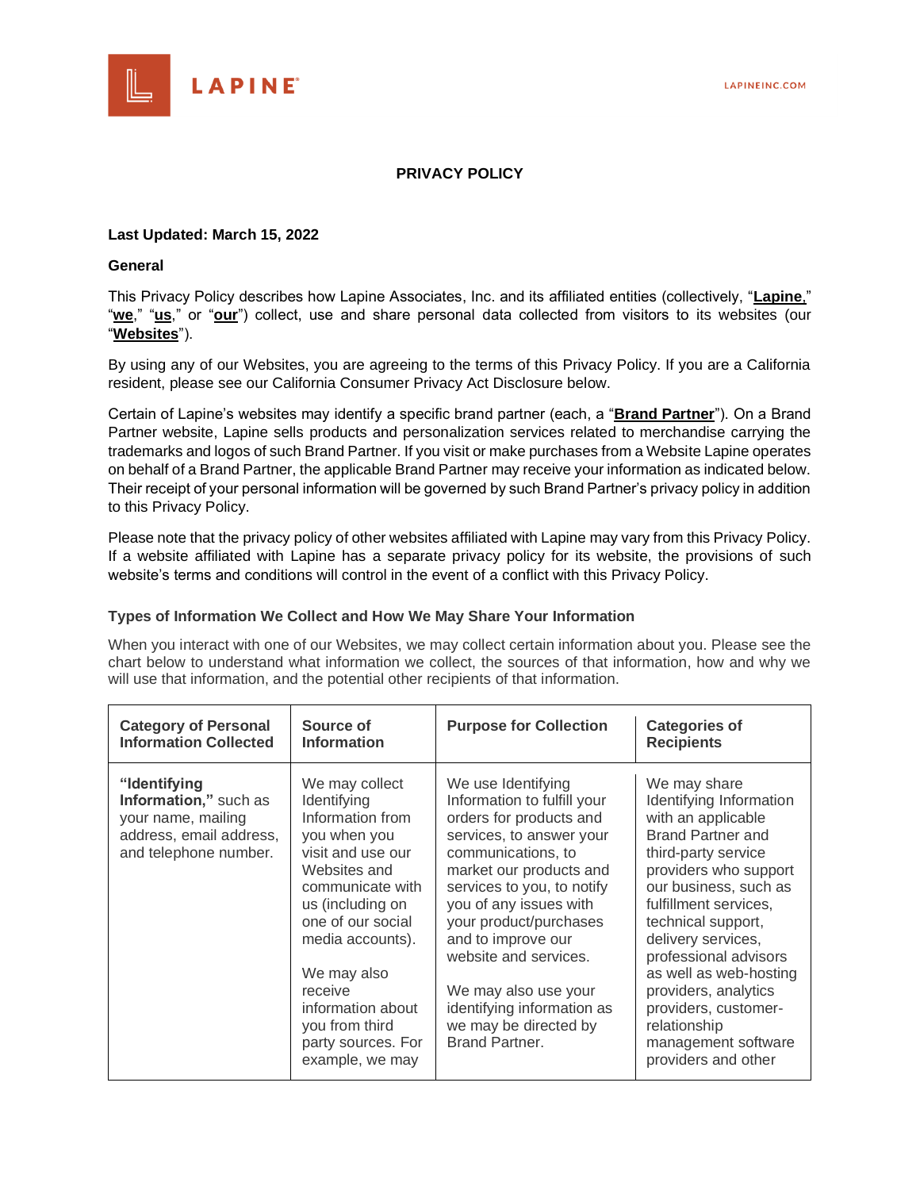# PRIVACY POLICY

**Last Updated: March 15, 2022**

**General**

This Privacy Policy describes how Lapine Associates, Inc. and its affiliated entities (collectively, "**Lapine**," "**we**," "**us**," or "**our**") collect, use and share personal data collected from visitors to its websites (our "**Websites**").

By using any of our Websites, you are agreeing to the terms of this Privacy Policy. If you are a California resident, please see our California Consumer Privacy Act Disclosure below.

Certain of Lapine's websites may identify a specific brand partner (each, a "**Brand Partner**"). On a Brand Partner website, Lapine sells products and personalization services related to merchandise carrying the trademarks and logos of such Brand Partner. If you visit or make purchases from a Website Lapine operates on behalf of a Brand Partner, the applicable Brand Partner may receive your information as indicated below. Their receipt of your personal information will be governed by such Brand Partner's privacy policy in addition to this Privacy Policy.

Please note that the privacy policy of other websites affiliated with Lapine may vary from this Privacy Policy. If a website affiliated with Lapine has a separate privacy policy for its website, the provisions of such website's terms and conditions will control in the event of a conflict with this Privacy Policy.

**Types of Information We Collect and How We May Share Your Information**

When you interact with one of our Websites, we may collect certain information about you. Please see the chart below to understand what information we collect, the sources of that information, how and why we will use that information, and the potential other recipients of that information.

| Category of Personal Information Collected | Source of Information | Purpose for Collection | Categories of Recipients |
|---|---|---|---|
| **"Identifying Information,"** such as your name, mailing address, email address, and telephone number. | We may collect Identifying Information from you when you visit and use our Websites and communicate with us (including on one of our social media accounts).<br><br>We may also receive information about you from third party sources. For example, we may | We use Identifying Information to fulfill your orders for products and services, to answer your communications, to market our products and services to you, to notify you of any issues with your product/purchases and to improve our website and services.<br><br>We may also use your identifying information as we may be directed by Brand Partner. | We may share Identifying Information with an applicable Brand Partner and third-party service providers who support our business, such as fulfillment services, technical support, delivery services, professional advisors as well as web-hosting providers, analytics providers, customer-relationship management software providers and other |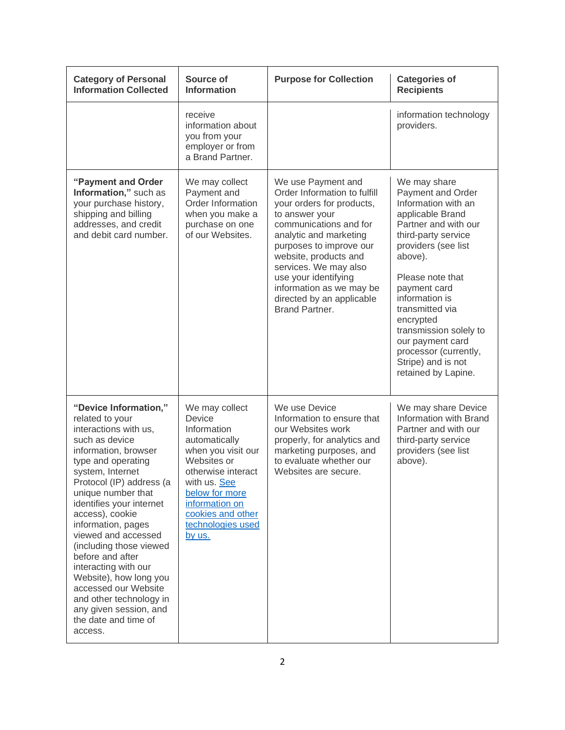| Category of Personal Information Collected | Source of Information | Purpose for Collection | Categories of Recipients |
|---|---|---|---|
| | receive information about you from your employer or from a Brand Partner. | | information technology providers. |
| **"Payment and Order Information,"** such as your purchase history, shipping and billing addresses, and credit and debit card number. | We may collect Payment and Order Information when you make a purchase on one of our Websites. | We use Payment and Order Information to fulfill your orders for products, to answer your communications and for analytic and marketing purposes to improve our website, products and services. We may also use your identifying information as we may be directed by an applicable Brand Partner. | We may share Payment and Order Information with an applicable Brand Partner and with our third-party service providers (see list above).<br><br>Please note that payment card information is transmitted via encrypted transmission solely to our payment card processor (currently, Stripe) and is not retained by Lapine. |
| **"Device Information,"** related to your interactions with us, such as device information, browser type and operating system, Internet Protocol (IP) address (a unique number that identifies your internet access), cookie information, pages viewed and accessed (including those viewed before and after interacting with our Website), how long you accessed our Website and other technology in any given session, and the date and time of access. | We may collect Device Information automatically when you visit our Websites or otherwise interact with us. [See below for more information on cookies and other technologies used by us.]() | We use Device Information to ensure that our Websites work properly, for analytics and marketing purposes, and to evaluate whether our Websites are secure. | We may share Device Information with Brand Partner and with our third-party service providers (see list above). |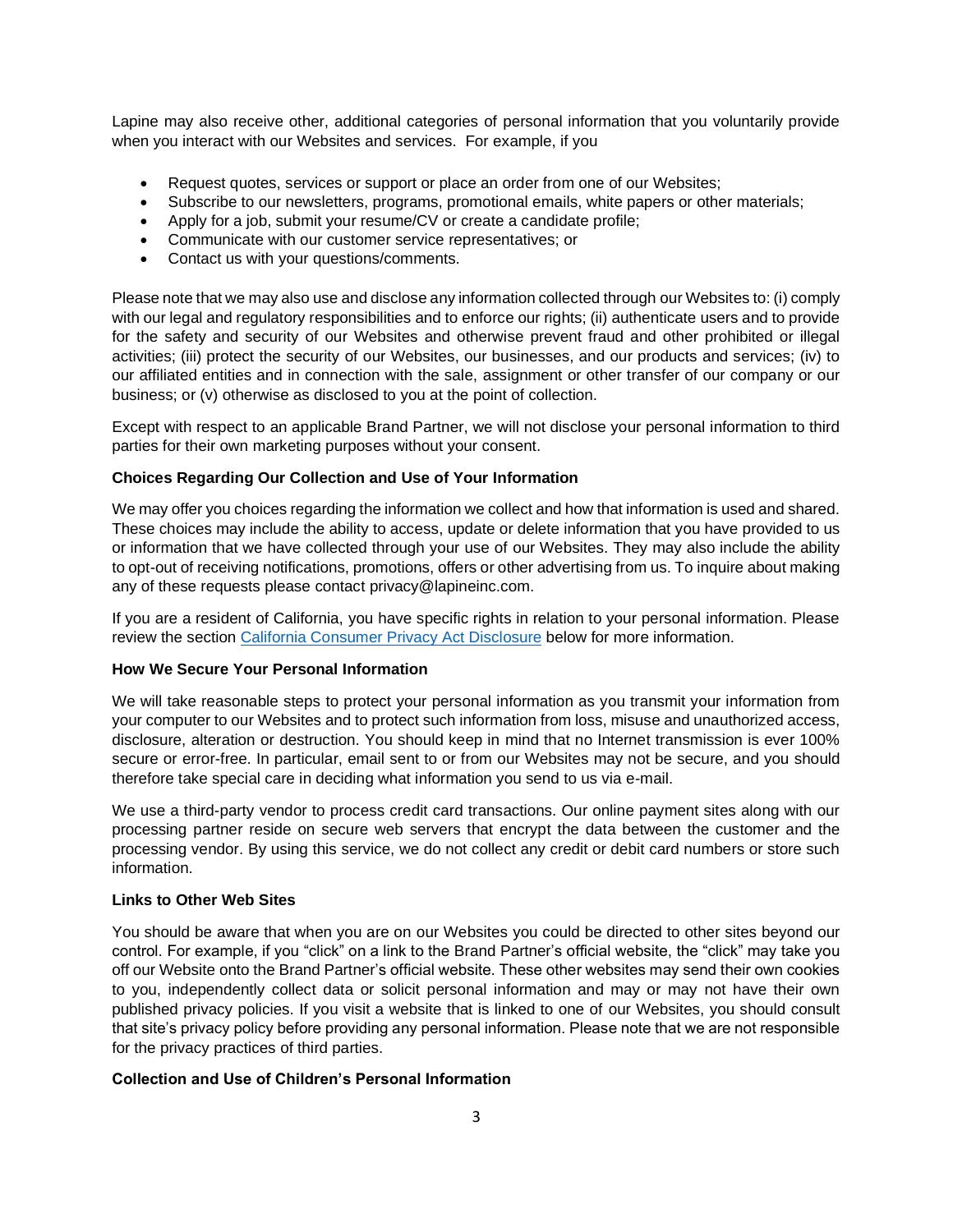Lapine may also receive other, additional categories of personal information that you voluntarily provide when you interact with our Websites and services. For example, if you

- Request quotes, services or support or place an order from one of our Websites;
- Subscribe to our newsletters, programs, promotional emails, white papers or other materials;
- Apply for a job, submit your resume/CV or create a candidate profile;
- Communicate with our customer service representatives; or
- Contact us with your questions/comments.

Please note that we may also use and disclose any information collected through our Websites to: (i) comply with our legal and regulatory responsibilities and to enforce our rights; (ii) authenticate users and to provide for the safety and security of our Websites and otherwise prevent fraud and other prohibited or illegal activities; (iii) protect the security of our Websites, our businesses, and our products and services; (iv) to our affiliated entities and in connection with the sale, assignment or other transfer of our company or our business; or (v) otherwise as disclosed to you at the point of collection.

Except with respect to an applicable Brand Partner, we will not disclose your personal information to third parties for their own marketing purposes without your consent.

**Choices Regarding Our Collection and Use of Your Information**

We may offer you choices regarding the information we collect and how that information is used and shared. These choices may include the ability to access, update or delete information that you have provided to us or information that we have collected through your use of our Websites. They may also include the ability to opt-out of receiving notifications, promotions, offers or other advertising from us. To inquire about making any of these requests please contact privacy@lapineinc.com.

If you are a resident of California, you have specific rights in relation to your personal information. Please review the section [California Consumer Privacy Act Disclosure](#) below for more information.

**How We Secure Your Personal Information**

We will take reasonable steps to protect your personal information as you transmit your information from your computer to our Websites and to protect such information from loss, misuse and unauthorized access, disclosure, alteration or destruction. You should keep in mind that no Internet transmission is ever 100% secure or error-free. In particular, email sent to or from our Websites may not be secure, and you should therefore take special care in deciding what information you send to us via e-mail.

We use a third-party vendor to process credit card transactions. Our online payment sites along with our processing partner reside on secure web servers that encrypt the data between the customer and the processing vendor. By using this service, we do not collect any credit or debit card numbers or store such information.

**Links to Other Web Sites**

You should be aware that when you are on our Websites you could be directed to other sites beyond our control. For example, if you "click" on a link to the Brand Partner's official website, the "click" may take you off our Website onto the Brand Partner's official website. These other websites may send their own cookies to you, independently collect data or solicit personal information and may or may not have their own published privacy policies. If you visit a website that is linked to one of our Websites, you should consult that site's privacy policy before providing any personal information. Please note that we are not responsible for the privacy practices of third parties.

**Collection and Use of Children's Personal Information**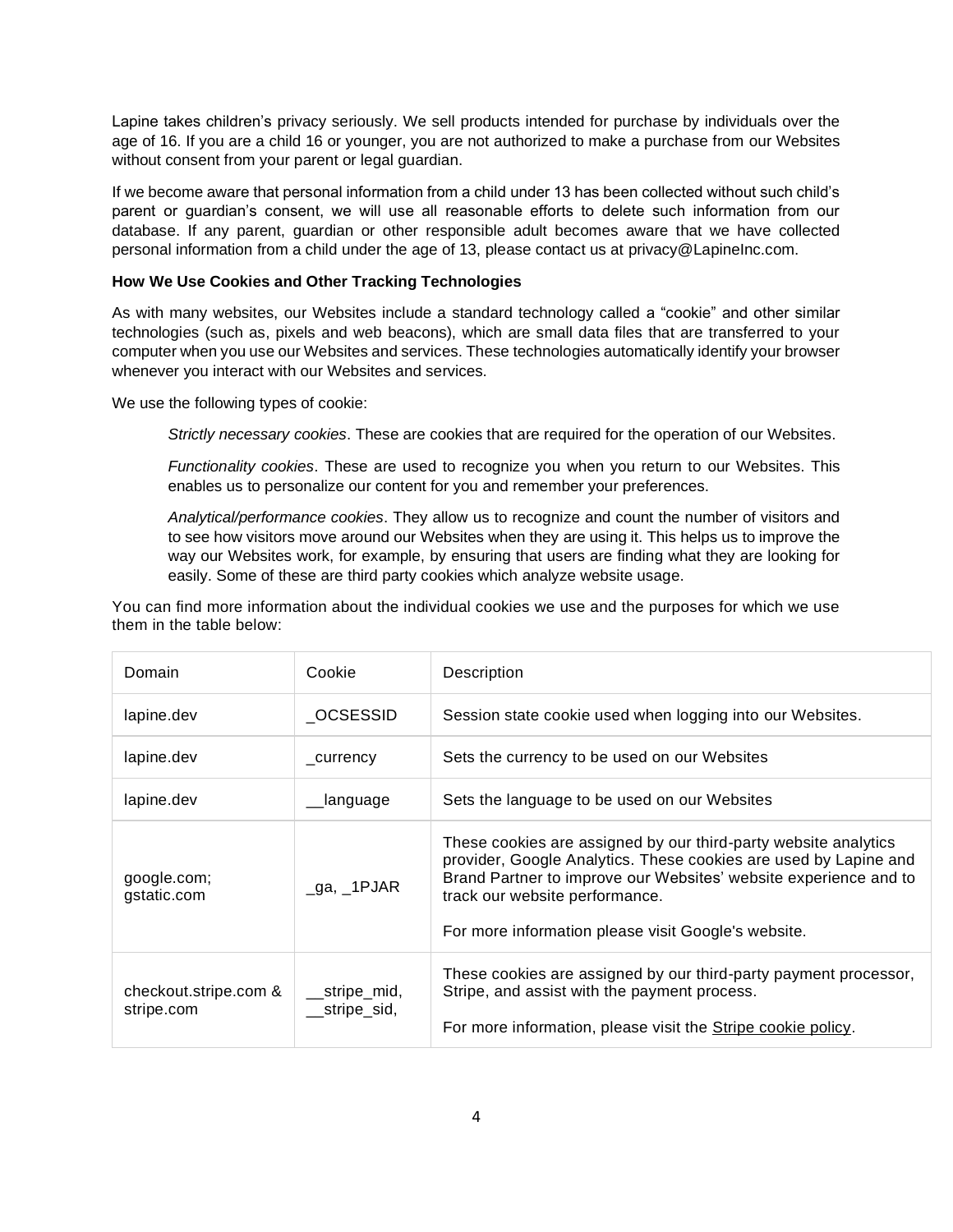Lapine takes children's privacy seriously. We sell products intended for purchase by individuals over the age of 16. If you are a child 16 or younger, you are not authorized to make a purchase from our Websites without consent from your parent or legal guardian.

If we become aware that personal information from a child under 13 has been collected without such child's parent or guardian's consent, we will use all reasonable efforts to delete such information from our database. If any parent, guardian or other responsible adult becomes aware that we have collected personal information from a child under the age of 13, please contact us at privacy@LapineInc.com.

**How We Use Cookies and Other Tracking Technologies**

As with many websites, our Websites include a standard technology called a "cookie" and other similar technologies (such as, pixels and web beacons), which are small data files that are transferred to your computer when you use our Websites and services. These technologies automatically identify your browser whenever you interact with our Websites and services.

We use the following types of cookie:

*Strictly necessary cookies*. These are cookies that are required for the operation of our Websites.

*Functionality cookies*. These are used to recognize you when you return to our Websites. This enables us to personalize our content for you and remember your preferences.

*Analytical/performance cookies*. They allow us to recognize and count the number of visitors and to see how visitors move around our Websites when they are using it. This helps us to improve the way our Websites work, for example, by ensuring that users are finding what they are looking for easily. Some of these are third party cookies which analyze website usage.

You can find more information about the individual cookies we use and the purposes for which we use them in the table below:

| Domain | Cookie | Description |
|---|---|---|
| lapine.dev | _OCSESSID | Session state cookie used when logging into our Websites. |
| lapine.dev | _currency | Sets the currency to be used on our Websites |
| lapine.dev | __language | Sets the language to be used on our Websites |
| google.com; gstatic.com | _ga, _1PJAR | These cookies are assigned by our third-party website analytics provider, Google Analytics. These cookies are used by Lapine and Brand Partner to improve our Websites' website experience and to track our website performance. For more information please visit Google's website. |
| checkout.stripe.com & stripe.com | __stripe_mid, __stripe_sid, | These cookies are assigned by our third-party payment processor, Stripe, and assist with the payment process. For more information, please visit the Stripe cookie policy. |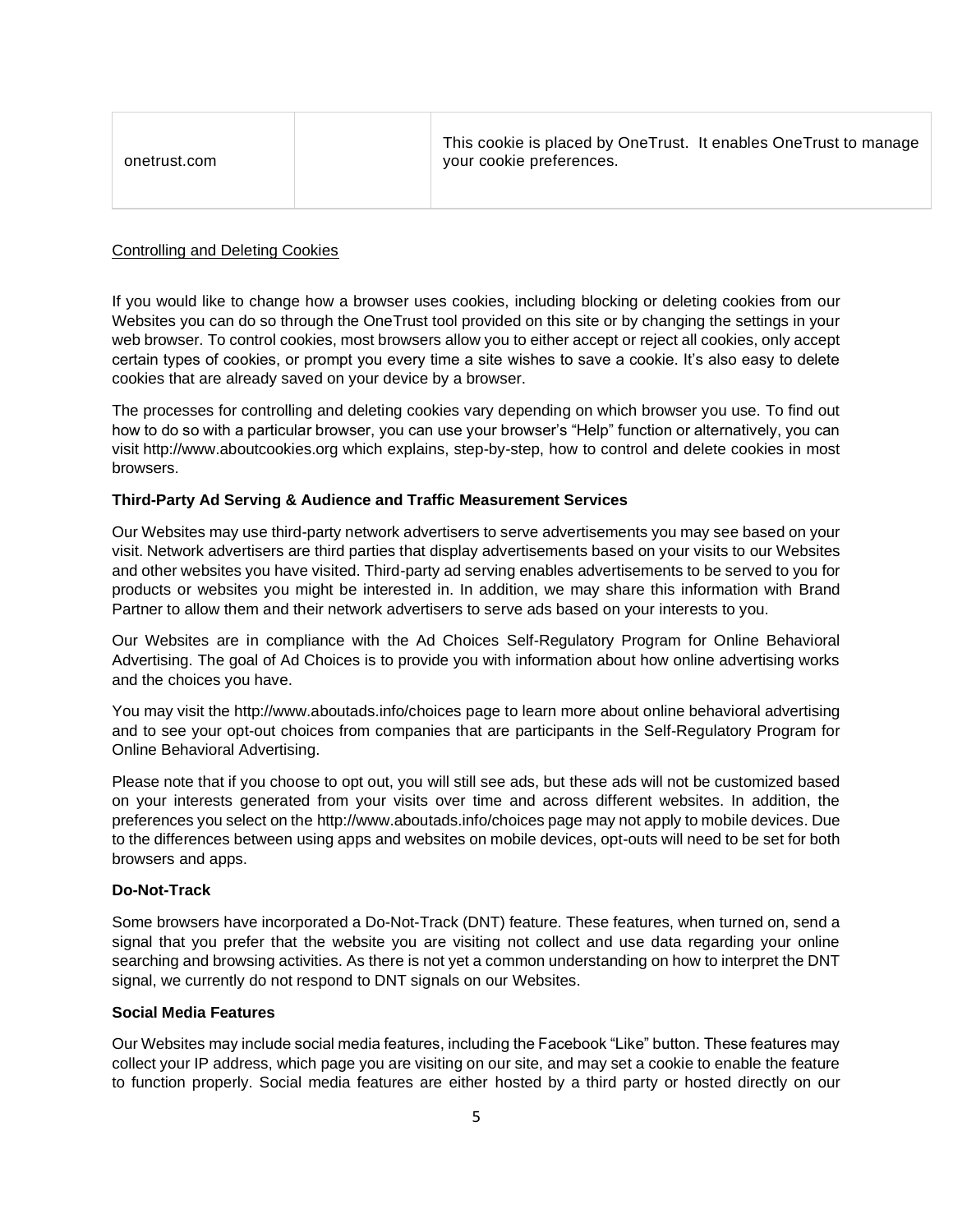| onetrust.com | | This cookie is placed by OneTrust. It enables OneTrust to manage your cookie preferences. |
|---|---|---|

Controlling and Deleting Cookies

If you would like to change how a browser uses cookies, including blocking or deleting cookies from our Websites you can do so through the OneTrust tool provided on this site or by changing the settings in your web browser. To control cookies, most browsers allow you to either accept or reject all cookies, only accept certain types of cookies, or prompt you every time a site wishes to save a cookie. It's also easy to delete cookies that are already saved on your device by a browser.

The processes for controlling and deleting cookies vary depending on which browser you use. To find out how to do so with a particular browser, you can use your browser's "Help" function or alternatively, you can visit http://www.aboutcookies.org which explains, step-by-step, how to control and delete cookies in most browsers.

**Third-Party Ad Serving & Audience and Traffic Measurement Services**

Our Websites may use third-party network advertisers to serve advertisements you may see based on your visit. Network advertisers are third parties that display advertisements based on your visits to our Websites and other websites you have visited. Third-party ad serving enables advertisements to be served to you for products or websites you might be interested in. In addition, we may share this information with Brand Partner to allow them and their network advertisers to serve ads based on your interests to you.

Our Websites are in compliance with the Ad Choices Self-Regulatory Program for Online Behavioral Advertising. The goal of Ad Choices is to provide you with information about how online advertising works and the choices you have.

You may visit the http://www.aboutads.info/choices page to learn more about online behavioral advertising and to see your opt-out choices from companies that are participants in the Self-Regulatory Program for Online Behavioral Advertising.

Please note that if you choose to opt out, you will still see ads, but these ads will not be customized based on your interests generated from your visits over time and across different websites. In addition, the preferences you select on the http://www.aboutads.info/choices page may not apply to mobile devices. Due to the differences between using apps and websites on mobile devices, opt-outs will need to be set for both browsers and apps.

**Do-Not-Track**

Some browsers have incorporated a Do-Not-Track (DNT) feature. These features, when turned on, send a signal that you prefer that the website you are visiting not collect and use data regarding your online searching and browsing activities. As there is not yet a common understanding on how to interpret the DNT signal, we currently do not respond to DNT signals on our Websites.

**Social Media Features**

Our Websites may include social media features, including the Facebook "Like" button. These features may collect your IP address, which page you are visiting on our site, and may set a cookie to enable the feature to function properly. Social media features are either hosted by a third party or hosted directly on our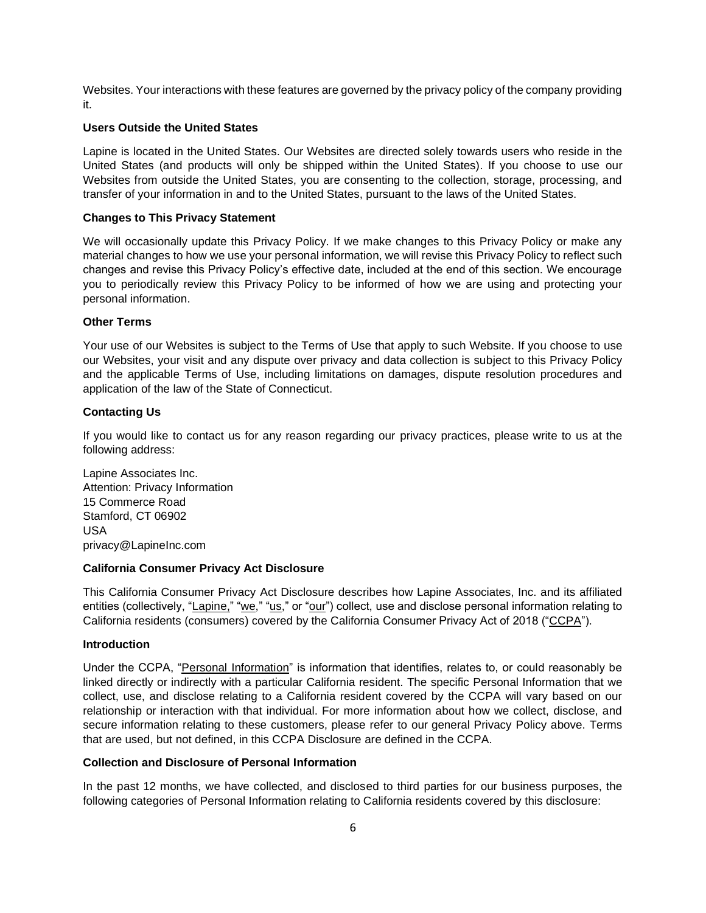Websites. Your interactions with these features are governed by the privacy policy of the company providing it.

**Users Outside the United States**

Lapine is located in the United States. Our Websites are directed solely towards users who reside in the United States (and products will only be shipped within the United States). If you choose to use our Websites from outside the United States, you are consenting to the collection, storage, processing, and transfer of your information in and to the United States, pursuant to the laws of the United States.

**Changes to This Privacy Statement**

We will occasionally update this Privacy Policy. If we make changes to this Privacy Policy or make any material changes to how we use your personal information, we will revise this Privacy Policy to reflect such changes and revise this Privacy Policy's effective date, included at the end of this section. We encourage you to periodically review this Privacy Policy to be informed of how we are using and protecting your personal information.

**Other Terms**

Your use of our Websites is subject to the Terms of Use that apply to such Website. If you choose to use our Websites, your visit and any dispute over privacy and data collection is subject to this Privacy Policy and the applicable Terms of Use, including limitations on damages, dispute resolution procedures and application of the law of the State of Connecticut.

**Contacting Us**

If you would like to contact us for any reason regarding our privacy practices, please write to us at the following address:

Lapine Associates Inc.
Attention: Privacy Information
15 Commerce Road
Stamford, CT 06902
USA
privacy@LapineInc.com

**California Consumer Privacy Act Disclosure**

This California Consumer Privacy Act Disclosure describes how Lapine Associates, Inc. and its affiliated entities (collectively, "Lapine," "we," "us," or "our") collect, use and disclose personal information relating to California residents (consumers) covered by the California Consumer Privacy Act of 2018 ("CCPA").

**Introduction**

Under the CCPA, "Personal Information" is information that identifies, relates to, or could reasonably be linked directly or indirectly with a particular California resident. The specific Personal Information that we collect, use, and disclose relating to a California resident covered by the CCPA will vary based on our relationship or interaction with that individual. For more information about how we collect, disclose, and secure information relating to these customers, please refer to our general Privacy Policy above. Terms that are used, but not defined, in this CCPA Disclosure are defined in the CCPA.

**Collection and Disclosure of Personal Information**

In the past 12 months, we have collected, and disclosed to third parties for our business purposes, the following categories of Personal Information relating to California residents covered by this disclosure: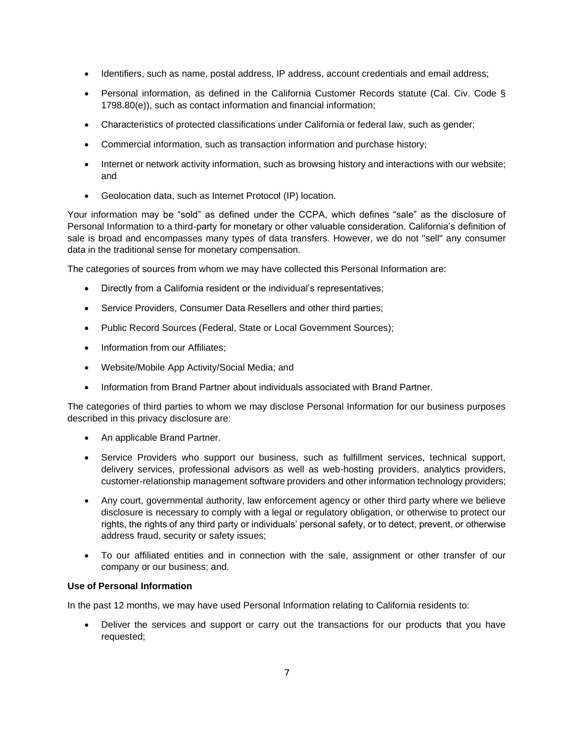- Identifiers, such as name, postal address, IP address, account credentials and email address;
- Personal information, as defined in the California Customer Records statute (Cal. Civ. Code § 1798.80(e)), such as contact information and financial information;
- Characteristics of protected classifications under California or federal law, such as gender;
- Commercial information, such as transaction information and purchase history;
- Internet or network activity information, such as browsing history and interactions with our website; and
- Geolocation data, such as Internet Protocol (IP) location.

Your information may be "sold" as defined under the CCPA, which defines "sale" as the disclosure of Personal Information to a third-party for monetary or other valuable consideration. California's definition of sale is broad and encompasses many types of data transfers. However, we do not "sell" any consumer data in the traditional sense for monetary compensation.

The categories of sources from whom we may have collected this Personal Information are:

- Directly from a California resident or the individual's representatives;
- Service Providers, Consumer Data Resellers and other third parties;
- Public Record Sources (Federal, State or Local Government Sources);
- Information from our Affiliates;
- Website/Mobile App Activity/Social Media; and
- Information from Brand Partner about individuals associated with Brand Partner.

The categories of third parties to whom we may disclose Personal Information for our business purposes described in this privacy disclosure are:

- An applicable Brand Partner.
- Service Providers who support our business, such as fulfillment services, technical support, delivery services, professional advisors as well as web-hosting providers, analytics providers, customer-relationship management software providers and other information technology providers;
- Any court, governmental authority, law enforcement agency or other third party where we believe disclosure is necessary to comply with a legal or regulatory obligation, or otherwise to protect our rights, the rights of any third party or individuals' personal safety, or to detect, prevent, or otherwise address fraud, security or safety issues;
- To our affiliated entities and in connection with the sale, assignment or other transfer of our company or our business; and.

**Use of Personal Information**

In the past 12 months, we may have used Personal Information relating to California residents to:

- Deliver the services and support or carry out the transactions for our products that you have requested;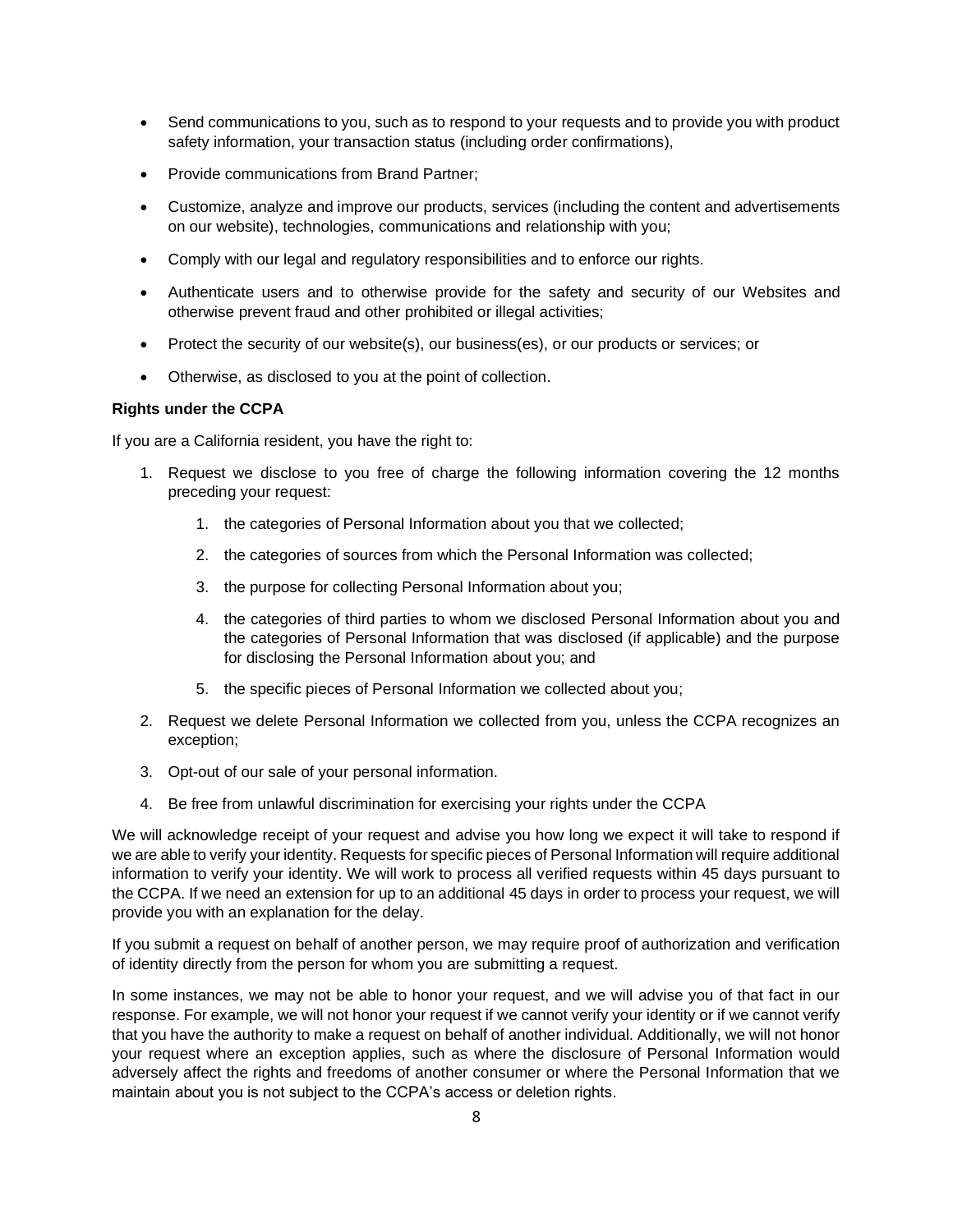- Send communications to you, such as to respond to your requests and to provide you with product safety information, your transaction status (including order confirmations),
- Provide communications from Brand Partner;
- Customize, analyze and improve our products, services (including the content and advertisements on our website), technologies, communications and relationship with you;
- Comply with our legal and regulatory responsibilities and to enforce our rights.
- Authenticate users and to otherwise provide for the safety and security of our Websites and otherwise prevent fraud and other prohibited or illegal activities;
- Protect the security of our website(s), our business(es), or our products or services; or
- Otherwise, as disclosed to you at the point of collection.

**Rights under the CCPA**

If you are a California resident, you have the right to:

1. Request we disclose to you free of charge the following information covering the 12 months preceding your request:
    1. the categories of Personal Information about you that we collected;
    2. the categories of sources from which the Personal Information was collected;
    3. the purpose for collecting Personal Information about you;
    4. the categories of third parties to whom we disclosed Personal Information about you and the categories of Personal Information that was disclosed (if applicable) and the purpose for disclosing the Personal Information about you; and
    5. the specific pieces of Personal Information we collected about you;
2. Request we delete Personal Information we collected from you, unless the CCPA recognizes an exception;
3. Opt-out of our sale of your personal information.
4. Be free from unlawful discrimination for exercising your rights under the CCPA

We will acknowledge receipt of your request and advise you how long we expect it will take to respond if we are able to verify your identity. Requests for specific pieces of Personal Information will require additional information to verify your identity. We will work to process all verified requests within 45 days pursuant to the CCPA. If we need an extension for up to an additional 45 days in order to process your request, we will provide you with an explanation for the delay.

If you submit a request on behalf of another person, we may require proof of authorization and verification of identity directly from the person for whom you are submitting a request.

In some instances, we may not be able to honor your request, and we will advise you of that fact in our response. For example, we will not honor your request if we cannot verify your identity or if we cannot verify that you have the authority to make a request on behalf of another individual. Additionally, we will not honor your request where an exception applies, such as where the disclosure of Personal Information would adversely affect the rights and freedoms of another consumer or where the Personal Information that we maintain about you is not subject to the CCPA's access or deletion rights.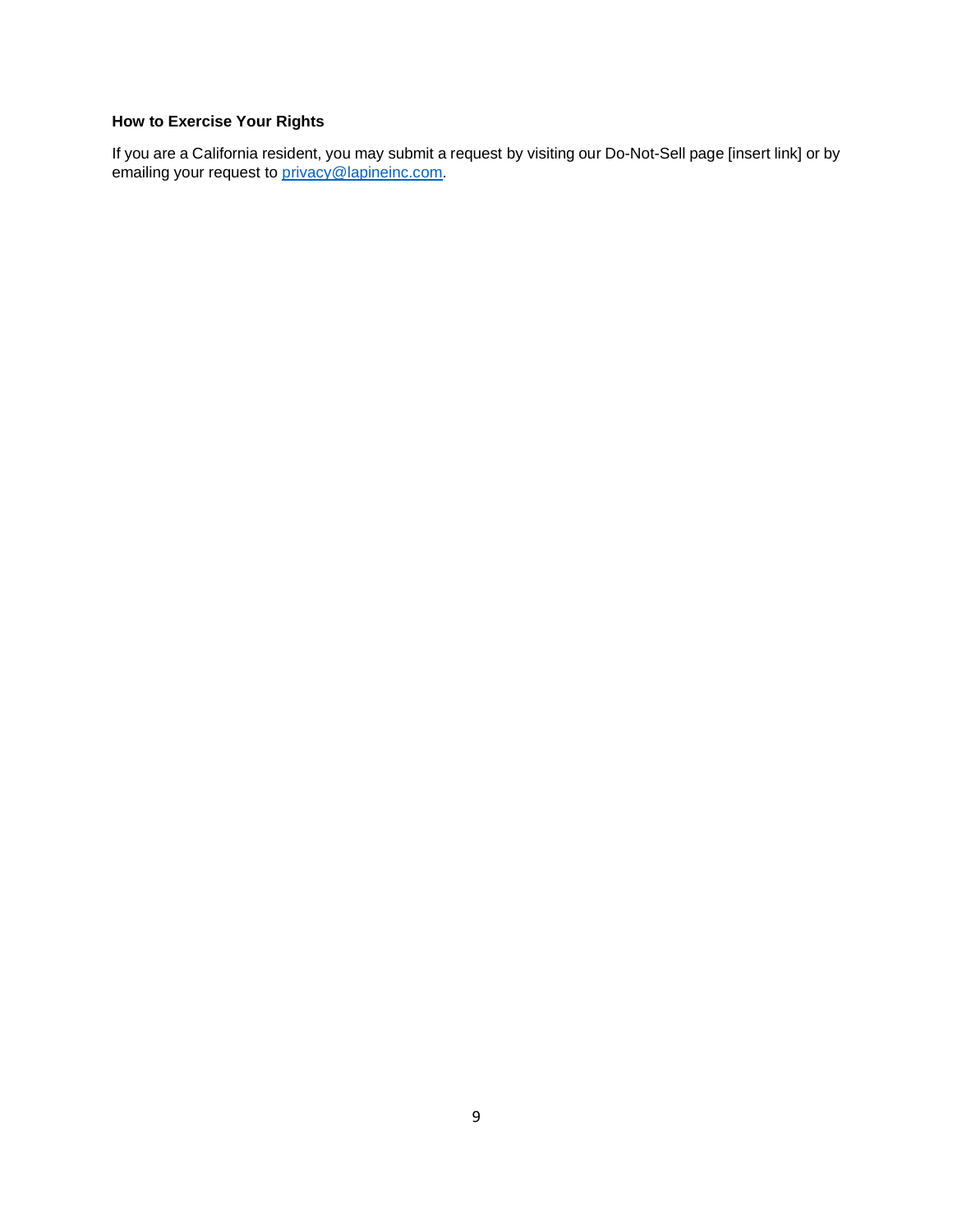**How to Exercise Your Rights**

If you are a California resident, you may submit a request by visiting our Do-Not-Sell page [insert link] or by emailing your request to [privacy@lapineinc.com](mailto:privacy@lapineinc.com).